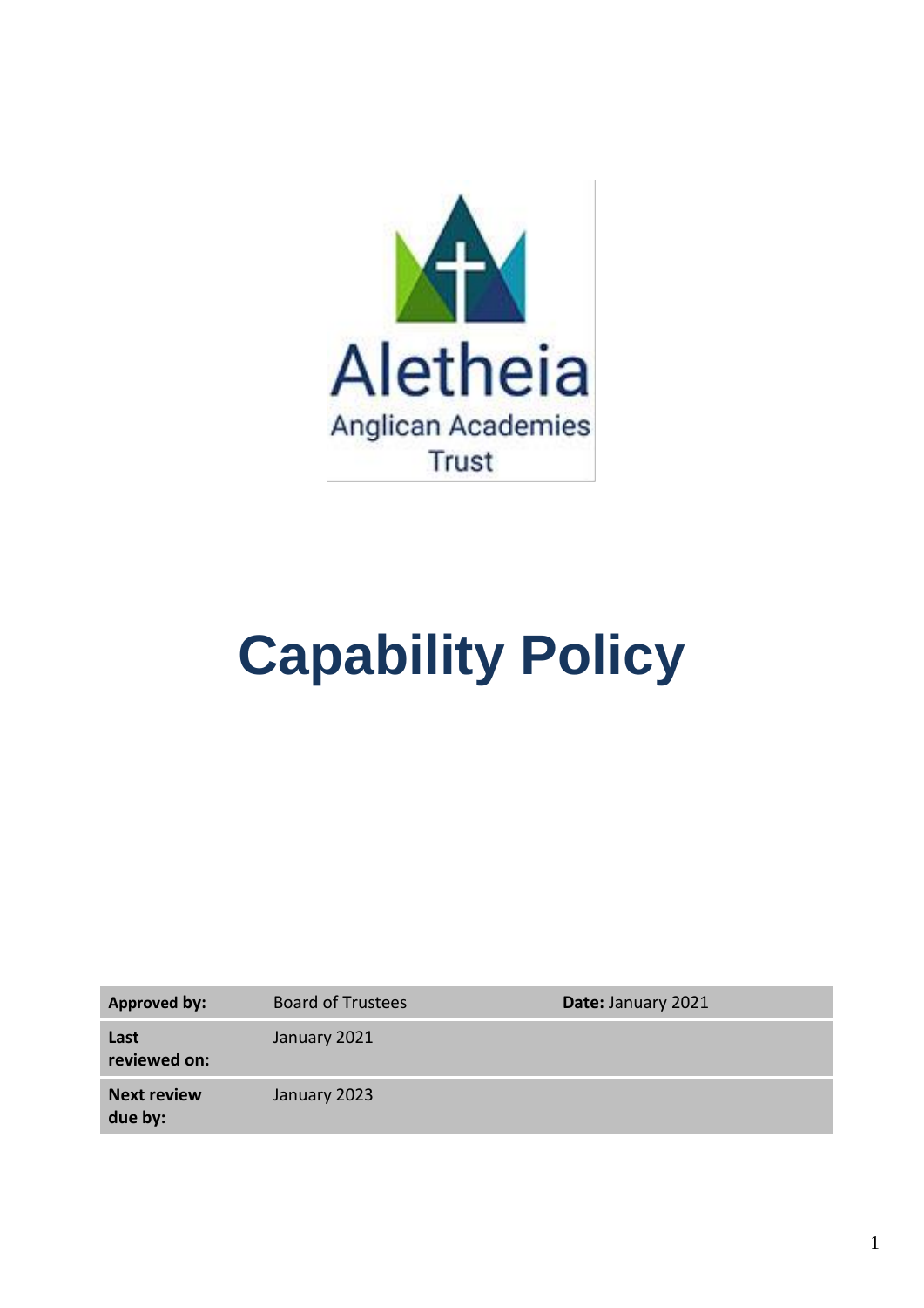Aletheia
Anglican Academies
Trust

# Capability Policy

| Approved by: | Board of Trustees | Date: January 2021 |
|---|---|---|
| Last reviewed on: | January 2021 | |
| Next review due by: | January 2023 | |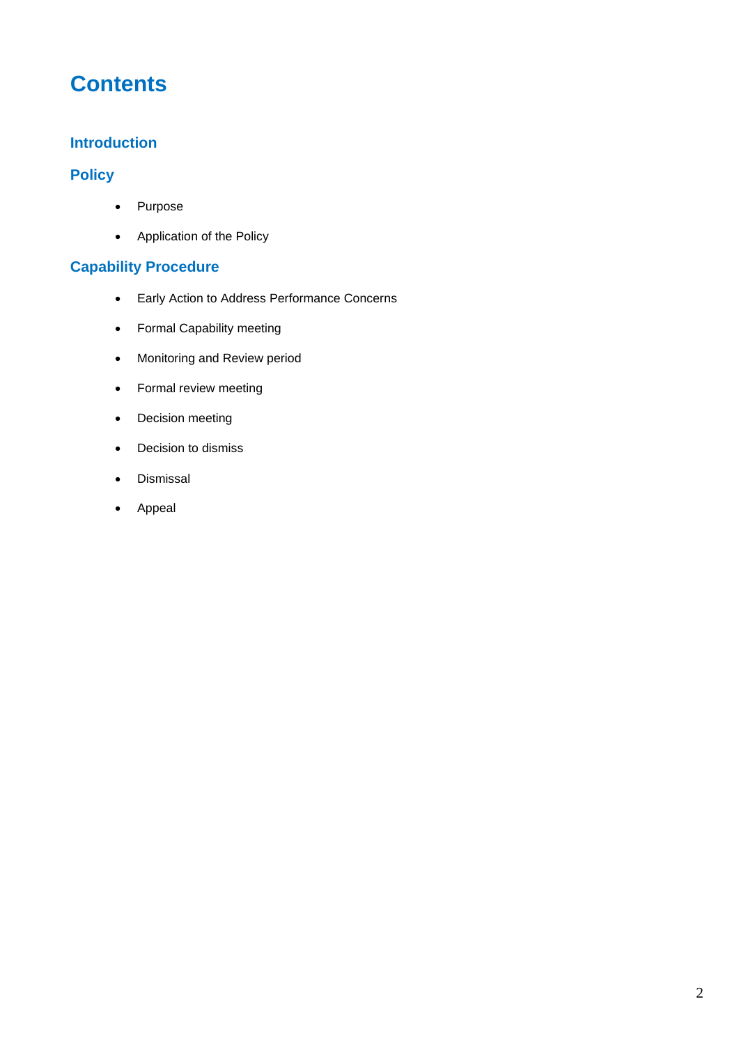# Contents

## Introduction

## Policy

- Purpose
- Application of the Policy

## Capability Procedure

- Early Action to Address Performance Concerns
- Formal Capability meeting
- Monitoring and Review period
- Formal review meeting
- Decision meeting
- Decision to dismiss
- Dismissal
- Appeal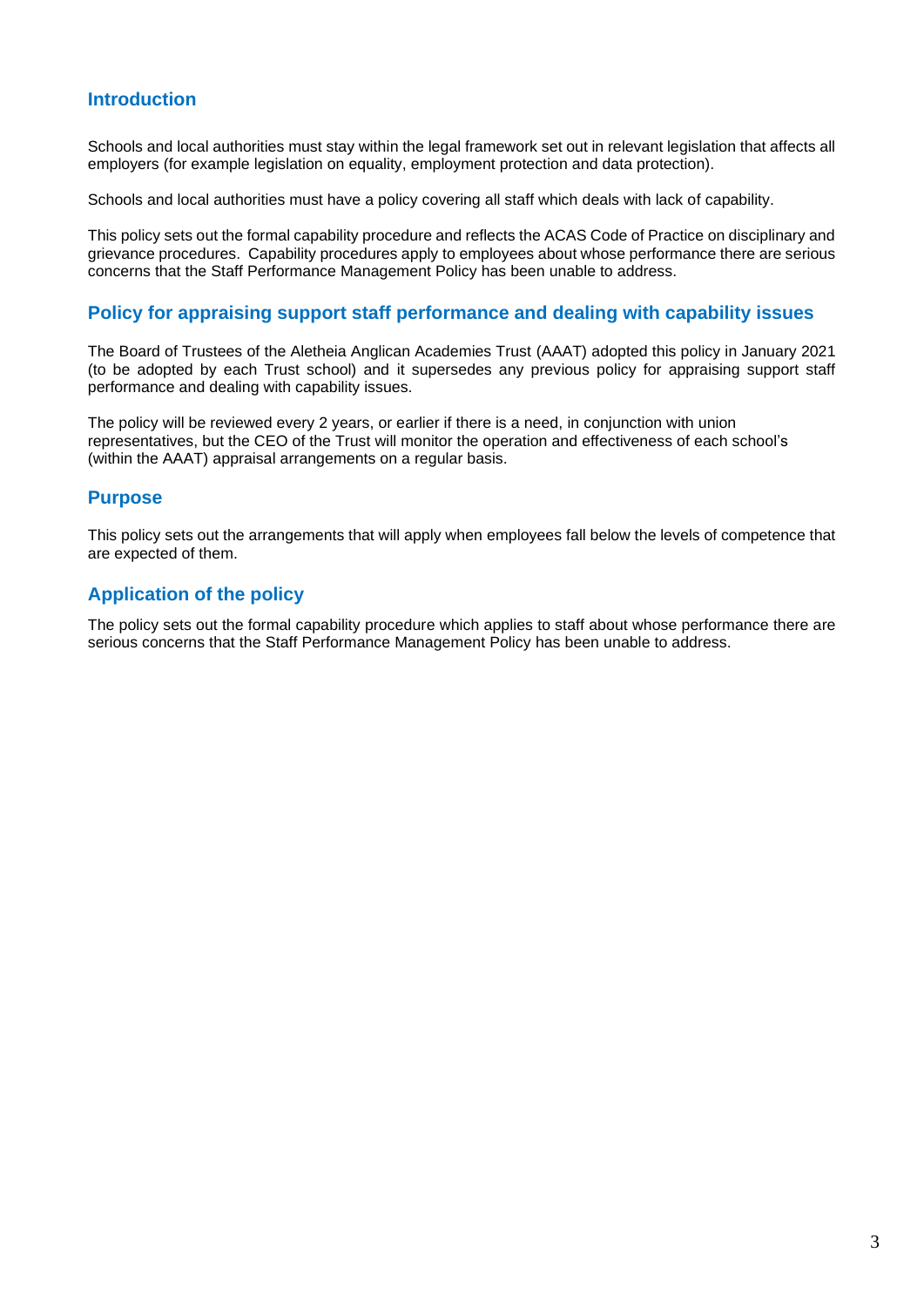## Introduction

Schools and local authorities must stay within the legal framework set out in relevant legislation that affects all employers (for example legislation on equality, employment protection and data protection).

Schools and local authorities must have a policy covering all staff which deals with lack of capability.

This policy sets out the formal capability procedure and reflects the ACAS Code of Practice on disciplinary and grievance procedures. Capability procedures apply to employees about whose performance there are serious concerns that the Staff Performance Management Policy has been unable to address.

## Policy for appraising support staff performance and dealing with capability issues

The Board of Trustees of the Aletheia Anglican Academies Trust (AAAT) adopted this policy in January 2021 (to be adopted by each Trust school) and it supersedes any previous policy for appraising support staff performance and dealing with capability issues.

The policy will be reviewed every 2 years, or earlier if there is a need, in conjunction with union representatives, but the CEO of the Trust will monitor the operation and effectiveness of each school's (within the AAAT) appraisal arrangements on a regular basis.

## Purpose

This policy sets out the arrangements that will apply when employees fall below the levels of competence that are expected of them.

## Application of the policy

The policy sets out the formal capability procedure which applies to staff about whose performance there are serious concerns that the Staff Performance Management Policy has been unable to address.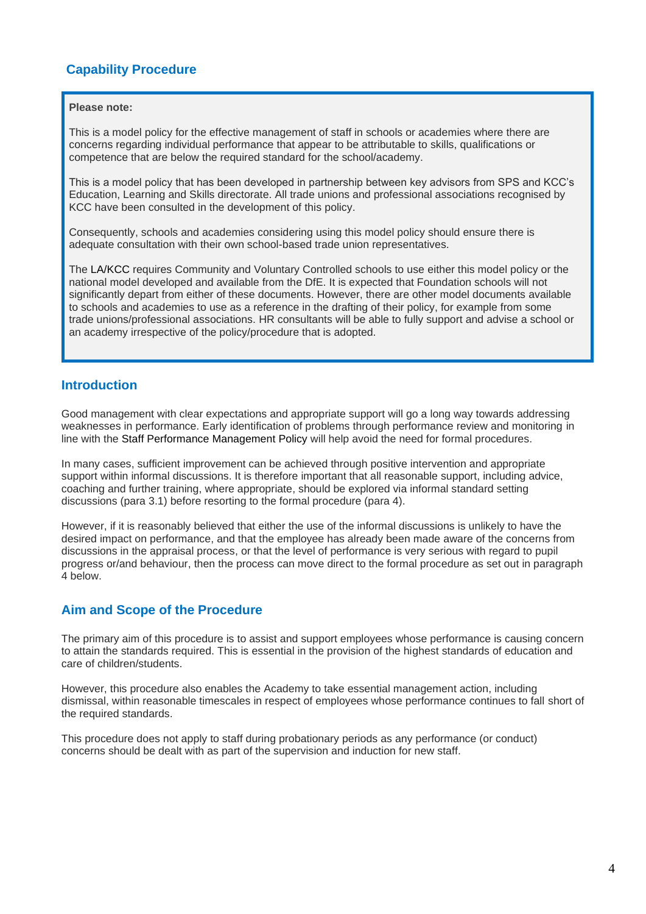## Capability Procedure

> **Please note:**
>
> This is a model policy for the effective management of staff in schools or academies where there are concerns regarding individual performance that appear to be attributable to skills, qualifications or competence that are below the required standard for the school/academy.
>
> This is a model policy that has been developed in partnership between key advisors from SPS and KCC's Education, Learning and Skills directorate. All trade unions and professional associations recognised by KCC have been consulted in the development of this policy.
>
> Consequently, schools and academies considering using this model policy should ensure there is adequate consultation with their own school-based trade union representatives.
>
> The LA/KCC requires Community and Voluntary Controlled schools to use either this model policy or the national model developed and available from the DfE. It is expected that Foundation schools will not significantly depart from either of these documents. However, there are other model documents available to schools and academies to use as a reference in the drafting of their policy, for example from some trade unions/professional associations. HR consultants will be able to fully support and advise a school or an academy irrespective of the policy/procedure that is adopted.

## Introduction

Good management with clear expectations and appropriate support will go a long way towards addressing weaknesses in performance. Early identification of problems through performance review and monitoring in line with the Staff Performance Management Policy will help avoid the need for formal procedures.

In many cases, sufficient improvement can be achieved through positive intervention and appropriate support within informal discussions. It is therefore important that all reasonable support, including advice, coaching and further training, where appropriate, should be explored via informal standard setting discussions (para 3.1) before resorting to the formal procedure (para 4).

However, if it is reasonably believed that either the use of the informal discussions is unlikely to have the desired impact on performance, and that the employee has already been made aware of the concerns from discussions in the appraisal process, or that the level of performance is very serious with regard to pupil progress or/and behaviour, then the process can move direct to the formal procedure as set out in paragraph 4 below.

## Aim and Scope of the Procedure

The primary aim of this procedure is to assist and support employees whose performance is causing concern to attain the standards required. This is essential in the provision of the highest standards of education and care of children/students.

However, this procedure also enables the Academy to take essential management action, including dismissal, within reasonable timescales in respect of employees whose performance continues to fall short of the required standards.

This procedure does not apply to staff during probationary periods as any performance (or conduct) concerns should be dealt with as part of the supervision and induction for new staff.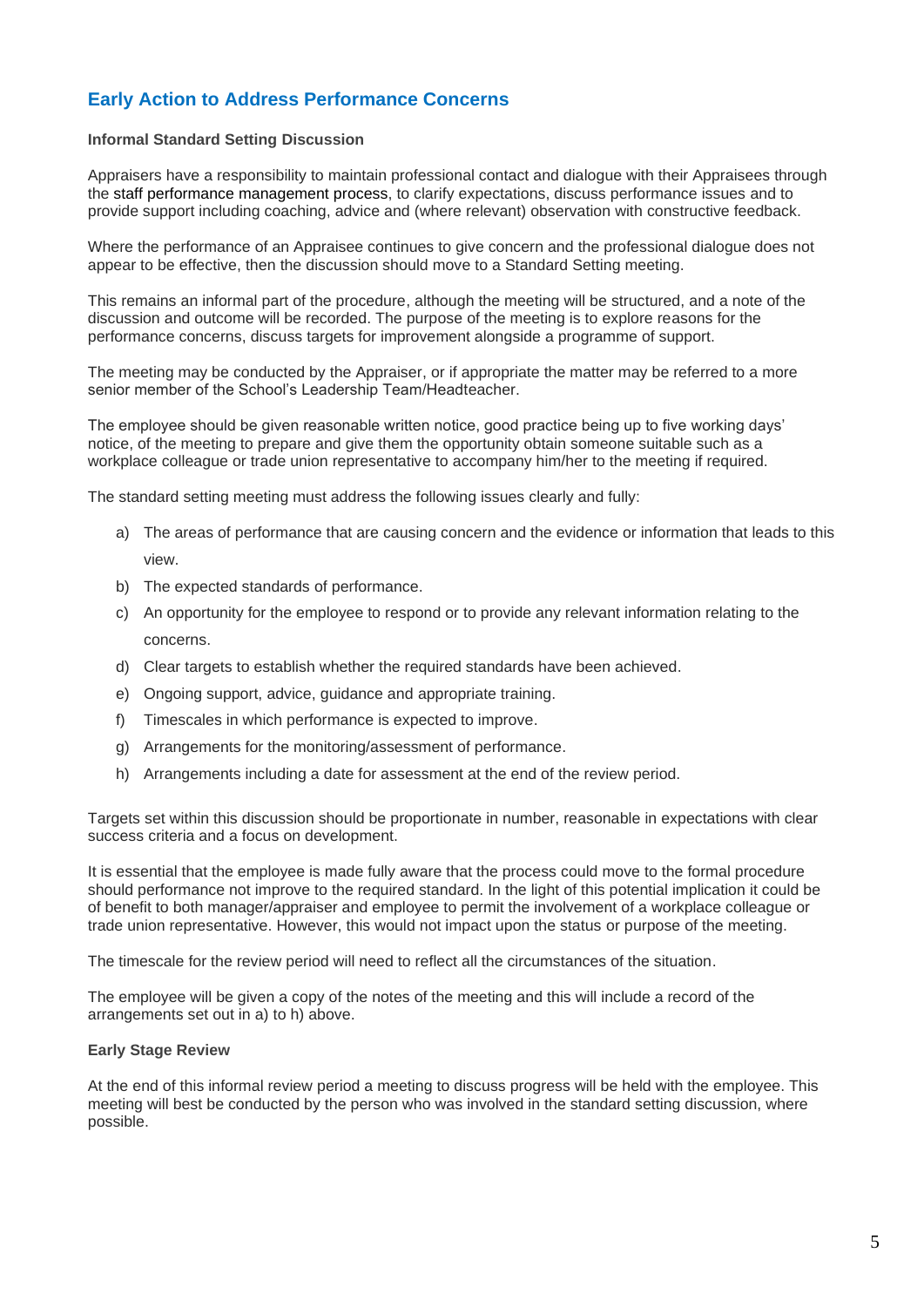## Early Action to Address Performance Concerns

### Informal Standard Setting Discussion

Appraisers have a responsibility to maintain professional contact and dialogue with their Appraisees through the staff performance management process, to clarify expectations, discuss performance issues and to provide support including coaching, advice and (where relevant) observation with constructive feedback.

Where the performance of an Appraisee continues to give concern and the professional dialogue does not appear to be effective, then the discussion should move to a Standard Setting meeting.

This remains an informal part of the procedure, although the meeting will be structured, and a note of the discussion and outcome will be recorded. The purpose of the meeting is to explore reasons for the performance concerns, discuss targets for improvement alongside a programme of support.

The meeting may be conducted by the Appraiser, or if appropriate the matter may be referred to a more senior member of the School's Leadership Team/Headteacher.

The employee should be given reasonable written notice, good practice being up to five working days' notice, of the meeting to prepare and give them the opportunity obtain someone suitable such as a workplace colleague or trade union representative to accompany him/her to the meeting if required.

The standard setting meeting must address the following issues clearly and fully:

a) The areas of performance that are causing concern and the evidence or information that leads to this view.
b) The expected standards of performance.
c) An opportunity for the employee to respond or to provide any relevant information relating to the concerns.
d) Clear targets to establish whether the required standards have been achieved.
e) Ongoing support, advice, guidance and appropriate training.
f) Timescales in which performance is expected to improve.
g) Arrangements for the monitoring/assessment of performance.
h) Arrangements including a date for assessment at the end of the review period.

Targets set within this discussion should be proportionate in number, reasonable in expectations with clear success criteria and a focus on development.

It is essential that the employee is made fully aware that the process could move to the formal procedure should performance not improve to the required standard. In the light of this potential implication it could be of benefit to both manager/appraiser and employee to permit the involvement of a workplace colleague or trade union representative. However, this would not impact upon the status or purpose of the meeting.

The timescale for the review period will need to reflect all the circumstances of the situation.

The employee will be given a copy of the notes of the meeting and this will include a record of the arrangements set out in a) to h) above.

### Early Stage Review

At the end of this informal review period a meeting to discuss progress will be held with the employee. This meeting will best be conducted by the person who was involved in the standard setting discussion, where possible.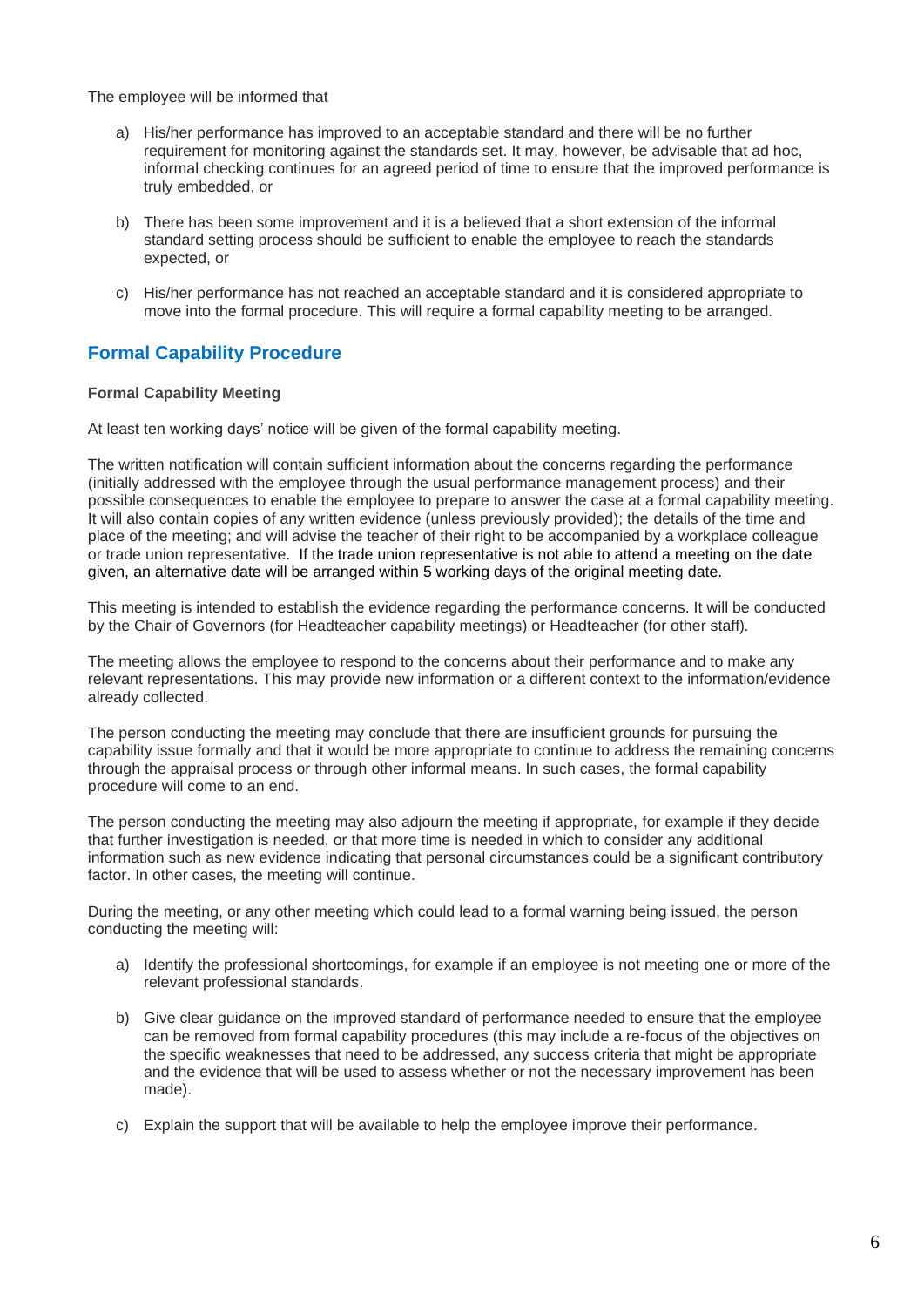The employee will be informed that

a) His/her performance has improved to an acceptable standard and there will be no further requirement for monitoring against the standards set. It may, however, be advisable that ad hoc, informal checking continues for an agreed period of time to ensure that the improved performance is truly embedded, or

b) There has been some improvement and it is a believed that a short extension of the informal standard setting process should be sufficient to enable the employee to reach the standards expected, or

c) His/her performance has not reached an acceptable standard and it is considered appropriate to move into the formal procedure. This will require a formal capability meeting to be arranged.

## Formal Capability Procedure

**Formal Capability Meeting**

At least ten working days' notice will be given of the formal capability meeting.

The written notification will contain sufficient information about the concerns regarding the performance (initially addressed with the employee through the usual performance management process) and their possible consequences to enable the employee to prepare to answer the case at a formal capability meeting. It will also contain copies of any written evidence (unless previously provided); the details of the time and place of the meeting; and will advise the teacher of their right to be accompanied by a workplace colleague or trade union representative. If the trade union representative is not able to attend a meeting on the date given, an alternative date will be arranged within 5 working days of the original meeting date.

This meeting is intended to establish the evidence regarding the performance concerns. It will be conducted by the Chair of Governors (for Headteacher capability meetings) or Headteacher (for other staff).

The meeting allows the employee to respond to the concerns about their performance and to make any relevant representations. This may provide new information or a different context to the information/evidence already collected.

The person conducting the meeting may conclude that there are insufficient grounds for pursuing the capability issue formally and that it would be more appropriate to continue to address the remaining concerns through the appraisal process or through other informal means. In such cases, the formal capability procedure will come to an end.

The person conducting the meeting may also adjourn the meeting if appropriate, for example if they decide that further investigation is needed, or that more time is needed in which to consider any additional information such as new evidence indicating that personal circumstances could be a significant contributory factor. In other cases, the meeting will continue.

During the meeting, or any other meeting which could lead to a formal warning being issued, the person conducting the meeting will:

a) Identify the professional shortcomings, for example if an employee is not meeting one or more of the relevant professional standards.

b) Give clear guidance on the improved standard of performance needed to ensure that the employee can be removed from formal capability procedures (this may include a re-focus of the objectives on the specific weaknesses that need to be addressed, any success criteria that might be appropriate and the evidence that will be used to assess whether or not the necessary improvement has been made).

c) Explain the support that will be available to help the employee improve their performance.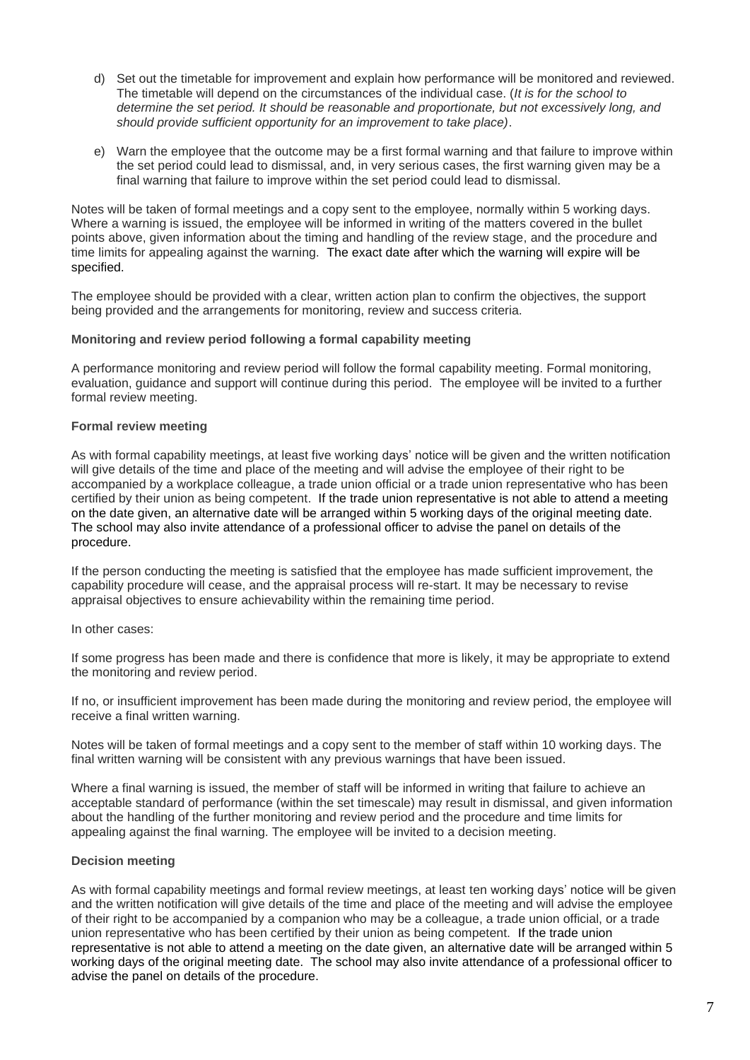d) Set out the timetable for improvement and explain how performance will be monitored and reviewed. The timetable will depend on the circumstances of the individual case. (*It is for the school to determine the set period. It should be reasonable and proportionate, but not excessively long, and should provide sufficient opportunity for an improvement to take place)*.

e) Warn the employee that the outcome may be a first formal warning and that failure to improve within the set period could lead to dismissal, and, in very serious cases, the first warning given may be a final warning that failure to improve within the set period could lead to dismissal.

Notes will be taken of formal meetings and a copy sent to the employee, normally within 5 working days. Where a warning is issued, the employee will be informed in writing of the matters covered in the bullet points above, given information about the timing and handling of the review stage, and the procedure and time limits for appealing against the warning. The exact date after which the warning will expire will be specified.

The employee should be provided with a clear, written action plan to confirm the objectives, the support being provided and the arrangements for monitoring, review and success criteria.

**Monitoring and review period following a formal capability meeting**

A performance monitoring and review period will follow the formal capability meeting. Formal monitoring, evaluation, guidance and support will continue during this period. The employee will be invited to a further formal review meeting.

**Formal review meeting**

As with formal capability meetings, at least five working days' notice will be given and the written notification will give details of the time and place of the meeting and will advise the employee of their right to be accompanied by a workplace colleague, a trade union official or a trade union representative who has been certified by their union as being competent. If the trade union representative is not able to attend a meeting on the date given, an alternative date will be arranged within 5 working days of the original meeting date. The school may also invite attendance of a professional officer to advise the panel on details of the procedure.

If the person conducting the meeting is satisfied that the employee has made sufficient improvement, the capability procedure will cease, and the appraisal process will re-start. It may be necessary to revise appraisal objectives to ensure achievability within the remaining time period.

In other cases:

If some progress has been made and there is confidence that more is likely, it may be appropriate to extend the monitoring and review period.

If no, or insufficient improvement has been made during the monitoring and review period, the employee will receive a final written warning.

Notes will be taken of formal meetings and a copy sent to the member of staff within 10 working days. The final written warning will be consistent with any previous warnings that have been issued.

Where a final warning is issued, the member of staff will be informed in writing that failure to achieve an acceptable standard of performance (within the set timescale) may result in dismissal, and given information about the handling of the further monitoring and review period and the procedure and time limits for appealing against the final warning. The employee will be invited to a decision meeting.

**Decision meeting**

As with formal capability meetings and formal review meetings, at least ten working days' notice will be given and the written notification will give details of the time and place of the meeting and will advise the employee of their right to be accompanied by a companion who may be a colleague, a trade union official, or a trade union representative who has been certified by their union as being competent. If the trade union representative is not able to attend a meeting on the date given, an alternative date will be arranged within 5 working days of the original meeting date. The school may also invite attendance of a professional officer to advise the panel on details of the procedure.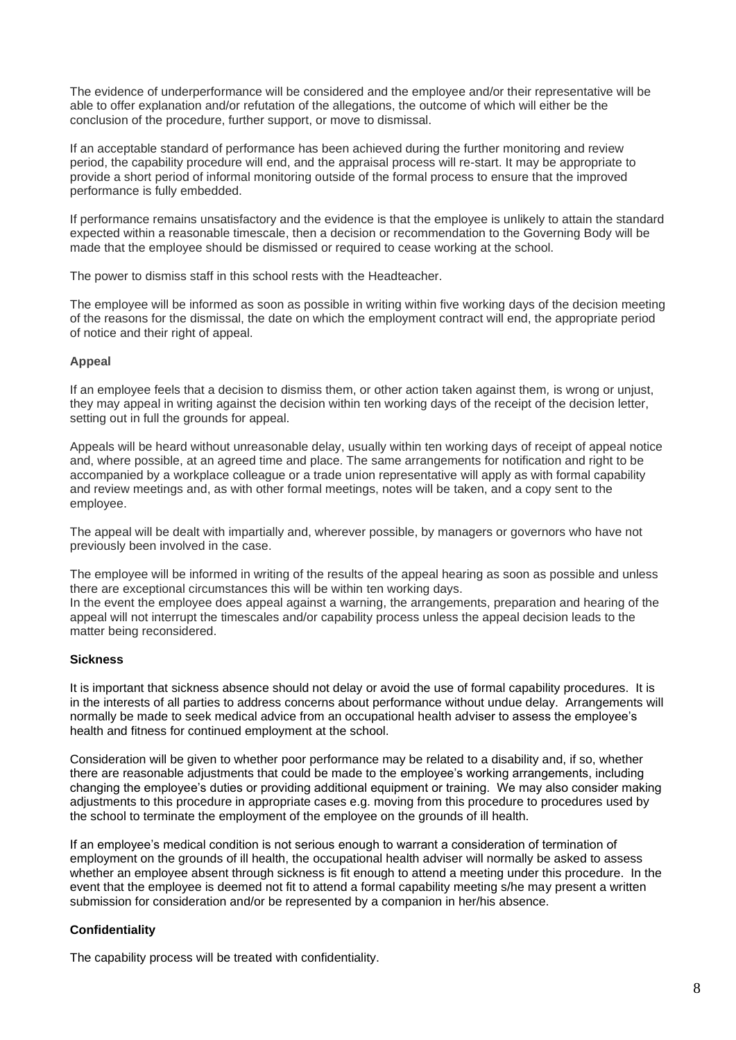The evidence of underperformance will be considered and the employee and/or their representative will be able to offer explanation and/or refutation of the allegations, the outcome of which will either be the conclusion of the procedure, further support, or move to dismissal.

If an acceptable standard of performance has been achieved during the further monitoring and review period, the capability procedure will end, and the appraisal process will re-start. It may be appropriate to provide a short period of informal monitoring outside of the formal process to ensure that the improved performance is fully embedded.

If performance remains unsatisfactory and the evidence is that the employee is unlikely to attain the standard expected within a reasonable timescale, then a decision or recommendation to the Governing Body will be made that the employee should be dismissed or required to cease working at the school.

The power to dismiss staff in this school rests with the Headteacher.

The employee will be informed as soon as possible in writing within five working days of the decision meeting of the reasons for the dismissal, the date on which the employment contract will end, the appropriate period of notice and their right of appeal.

**Appeal**

If an employee feels that a decision to dismiss them, or other action taken against them, is wrong or unjust, they may appeal in writing against the decision within ten working days of the receipt of the decision letter, setting out in full the grounds for appeal.

Appeals will be heard without unreasonable delay, usually within ten working days of receipt of appeal notice and, where possible, at an agreed time and place. The same arrangements for notification and right to be accompanied by a workplace colleague or a trade union representative will apply as with formal capability and review meetings and, as with other formal meetings, notes will be taken, and a copy sent to the employee.

The appeal will be dealt with impartially and, wherever possible, by managers or governors who have not previously been involved in the case.

The employee will be informed in writing of the results of the appeal hearing as soon as possible and unless there are exceptional circumstances this will be within ten working days.
In the event the employee does appeal against a warning, the arrangements, preparation and hearing of the appeal will not interrupt the timescales and/or capability process unless the appeal decision leads to the matter being reconsidered.

**Sickness**

It is important that sickness absence should not delay or avoid the use of formal capability procedures. It is in the interests of all parties to address concerns about performance without undue delay. Arrangements will normally be made to seek medical advice from an occupational health adviser to assess the employee's health and fitness for continued employment at the school.

Consideration will be given to whether poor performance may be related to a disability and, if so, whether there are reasonable adjustments that could be made to the employee's working arrangements, including changing the employee's duties or providing additional equipment or training. We may also consider making adjustments to this procedure in appropriate cases e.g. moving from this procedure to procedures used by the school to terminate the employment of the employee on the grounds of ill health.

If an employee's medical condition is not serious enough to warrant a consideration of termination of employment on the grounds of ill health, the occupational health adviser will normally be asked to assess whether an employee absent through sickness is fit enough to attend a meeting under this procedure. In the event that the employee is deemed not fit to attend a formal capability meeting s/he may present a written submission for consideration and/or be represented by a companion in her/his absence.

**Confidentiality**

The capability process will be treated with confidentiality.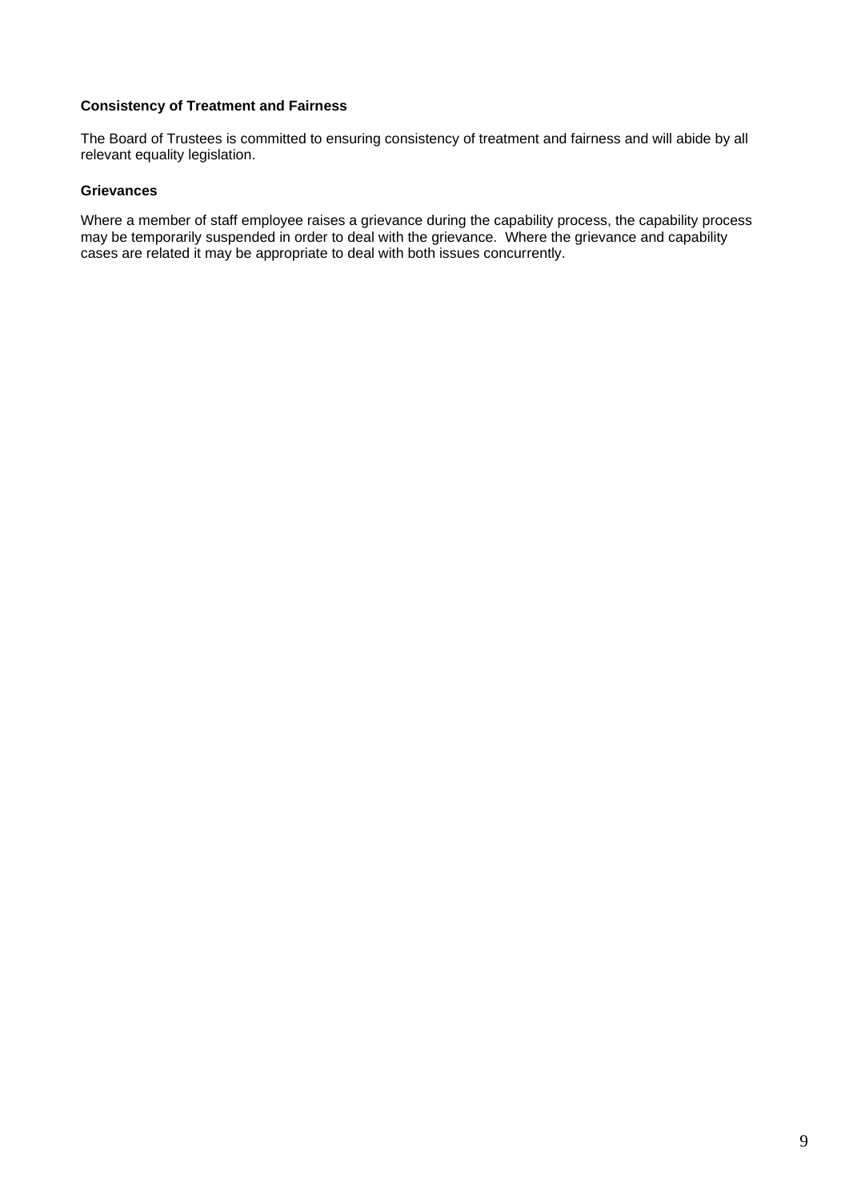**Consistency of Treatment and Fairness**

The Board of Trustees is committed to ensuring consistency of treatment and fairness and will abide by all relevant equality legislation.

**Grievances**

Where a member of staff employee raises a grievance during the capability process, the capability process may be temporarily suspended in order to deal with the grievance. Where the grievance and capability cases are related it may be appropriate to deal with both issues concurrently.